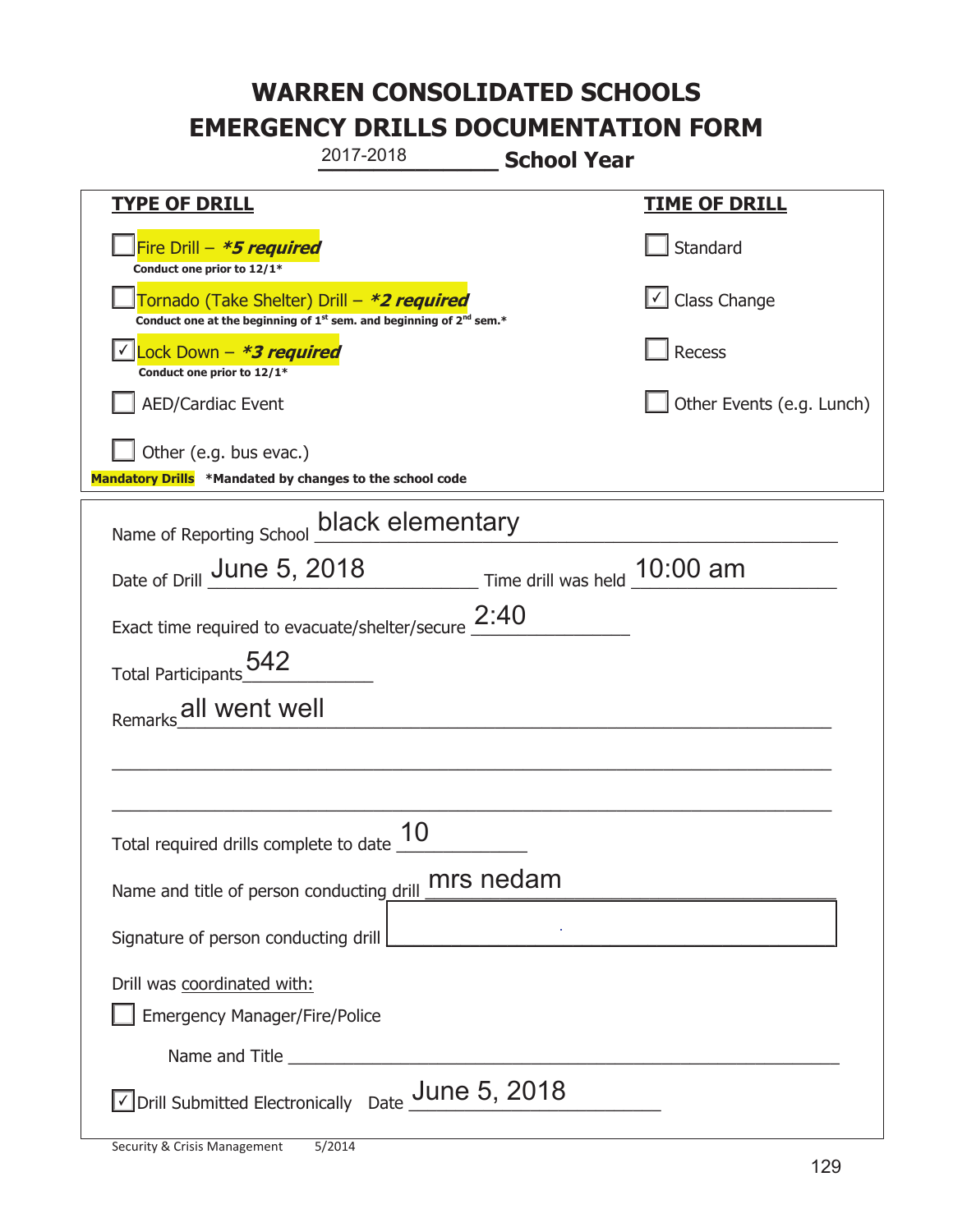# WARREN CONSOLIDATED SCHOOLS
# EMERGENCY DRILLS DOCUMENTATION FORM

2017-2018 **School Year**

| **TYPE OF DRILL** | **TIME OF DRILL** |
|---|---|
| ☐ Fire Drill – ***5 required*** <br> **Conduct one prior to 12/1*** | ☐ Standard |
| ☐ Tornado (Take Shelter) Drill – ***2 required*** <br> **Conduct one at the beginning of 1st sem. and beginning of 2nd sem.*** | ☑ Class Change |
| ☑ Lock Down – ***3 required*** <br> **Conduct one prior to 12/1*** | ☐ Recess |
| ☐ AED/Cardiac Event | ☐ Other Events (e.g. Lunch) |
| ☐ Other (e.g. bus evac.) | |

**Mandatory Drills** **\*Mandated by changes to the school code**

Name of Reporting School: black elementary

Date of Drill: June 5, 2018 Time drill was held: 10:00 am

Exact time required to evacuate/shelter/secure: 2:40

Total Participants: 542

Remarks: all went well

Total required drills complete to date: 10

Name and title of person conducting drill: mrs nedam

Signature of person conducting drill:

Drill was coordinated with:

☐ Emergency Manager/Fire/Police

Name and Title:

☑ Drill Submitted Electronically Date: June 5, 2018

Security & Crisis Management 5/2014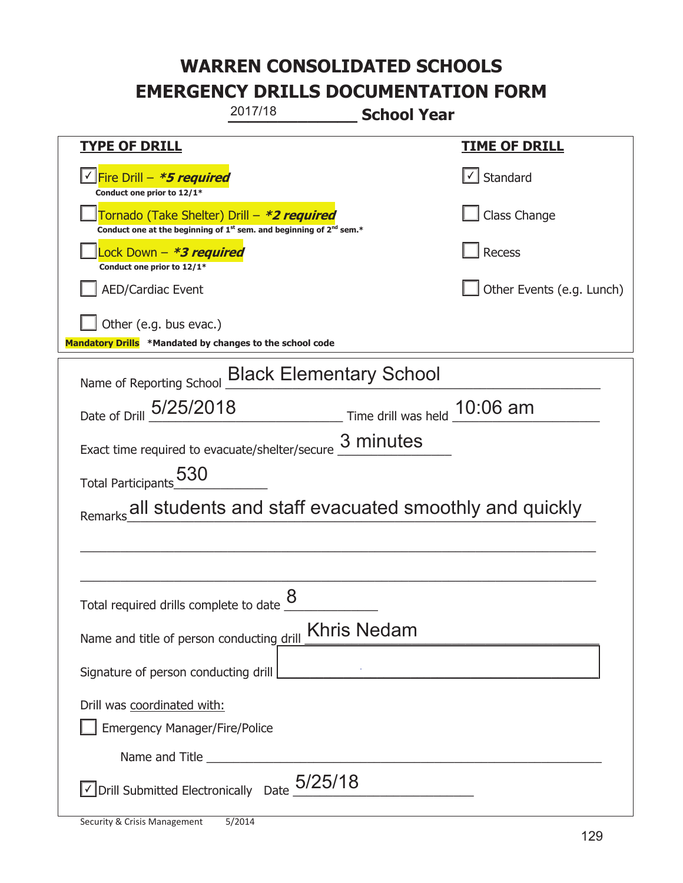# WARREN CONSOLIDATED SCHOOLS
# EMERGENCY DRILLS DOCUMENTATION FORM

2017/18 **School Year**

| **TYPE OF DRILL** | **TIME OF DRILL** |
|---|---|
| ☑ Fire Drill – ***5 required*** <br> **Conduct one prior to 12/1*** | ☑ Standard |
| ☐ Tornado (Take Shelter) Drill – ***2 required*** <br> **Conduct one at the beginning of 1st sem. and beginning of 2nd sem.*** | ☐ Class Change |
| ☐ Lock Down – ***3 required*** <br> **Conduct one prior to 12/1*** | ☐ Recess |
| ☐ AED/Cardiac Event | ☐ Other Events (e.g. Lunch) |
| ☐ Other (e.g. bus evac.) | |

**Mandatory Drills** **\*Mandated by changes to the school code**

Name of Reporting School: Black Elementary School

Date of Drill: 5/25/2018 Time drill was held: 10:06 am

Exact time required to evacuate/shelter/secure: 3 minutes

Total Participants: 530

Remarks: all students and staff evacuated smoothly and quickly

Total required drills complete to date: 8

Name and title of person conducting drill: Khris Nedam

Signature of person conducting drill: 

Drill was coordinated with:

☐ Emergency Manager/Fire/Police

Name and Title: 

☑ Drill Submitted Electronically Date: 5/25/18

Security & Crisis Management 5/2014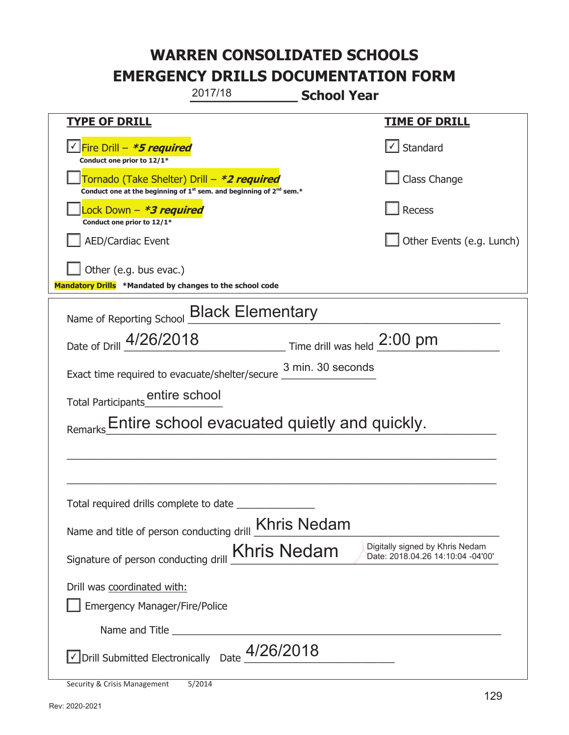# WARREN CONSOLIDATED SCHOOLS
# EMERGENCY DRILLS DOCUMENTATION FORM

2017/18 **School Year**

| **TYPE OF DRILL** | **TIME OF DRILL** |
|---|---|
| ☑ Fire Drill – ***5 required*** <br> **Conduct one prior to 12/1*** | ☑ Standard |
| ☐ Tornado (Take Shelter) Drill – ***2 required*** <br> **Conduct one at the beginning of 1st sem. and beginning of 2nd sem.*** | ☐ Class Change |
| ☐ Lock Down – ***3 required*** <br> **Conduct one prior to 12/1*** | ☐ Recess |
| ☐ AED/Cardiac Event | ☐ Other Events (e.g. Lunch) |
| ☐ Other (e.g. bus evac.) | |

**Mandatory Drills** ***Mandated by changes to the school code**

Name of Reporting School: Black Elementary

Date of Drill: 4/26/2018 Time drill was held: 2:00 pm

Exact time required to evacuate/shelter/secure: 3 min. 30 seconds

Total Participants: entire school

Remarks: Entire school evacuated quietly and quickly.

Total required drills complete to date: ______________

Name and title of person conducting drill: Khris Nedam

Signature of person conducting drill: Khris Nedam (Digitally signed by Khris Nedam Date: 2018.04.26 14:10:04 -04'00')

Drill was coordinated with:

☐ Emergency Manager/Fire/Police

Name and Title ______________________________

☑ Drill Submitted Electronically Date: 4/26/2018

Security & Crisis Management 5/2014

Rev: 2020-2021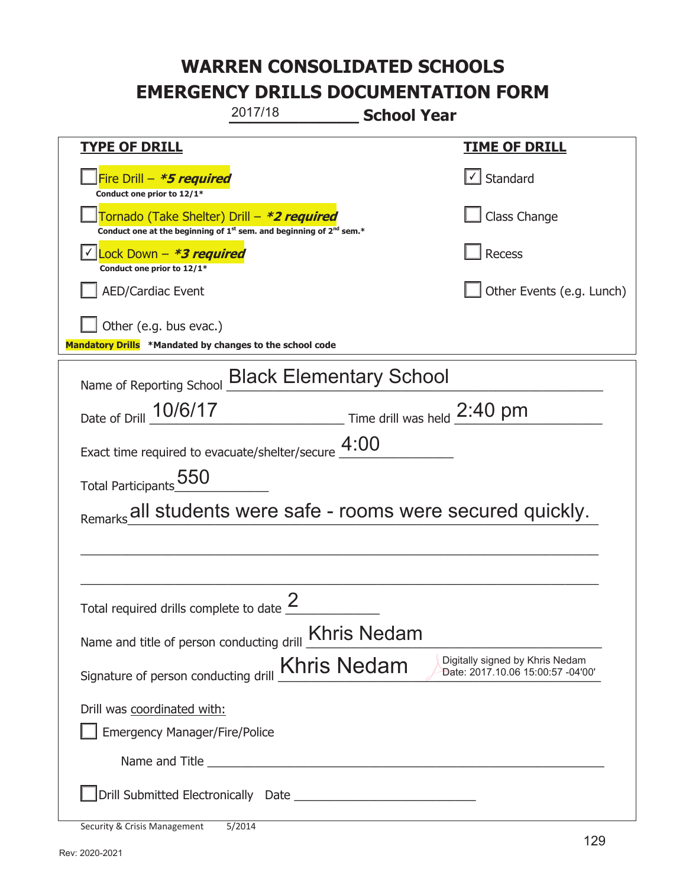# WARREN CONSOLIDATED SCHOOLS
# EMERGENCY DRILLS DOCUMENTATION FORM

2017/18 **School Year**

| **TYPE OF DRILL** | **TIME OF DRILL** |
|---|---|
| ☐ Fire Drill – ***5 required*** <br> **Conduct one prior to 12/1*** | ☑ Standard |
| ☐ Tornado (Take Shelter) Drill – ***2 required*** <br> **Conduct one at the beginning of 1st sem. and beginning of 2nd sem.*** | ☐ Class Change |
| ☑ Lock Down – ***3 required*** <br> **Conduct one prior to 12/1*** | ☐ Recess |
| ☐ AED/Cardiac Event | ☐ Other Events (e.g. Lunch) |
| ☐ Other (e.g. bus evac.) | |

**Mandatory Drills** **\*Mandated by changes to the school code**

Name of Reporting School: Black Elementary School

Date of Drill: 10/6/17  Time drill was held: 2:40 pm

Exact time required to evacuate/shelter/secure: 4:00

Total Participants: 550

Remarks: all students were safe - rooms were secured quickly.

Total required drills complete to date: 2

Name and title of person conducting drill: Khris Nedam

Signature of person conducting drill: Khris Nedam — Digitally signed by Khris Nedam Date: 2017.10.06 15:00:57 -04'00'

Drill was coordinated with:

☐ Emergency Manager/Fire/Police

Name and Title ______________________

☐ Drill Submitted Electronically Date ______________________

Security & Crisis Management 5/2014

Rev: 2020-2021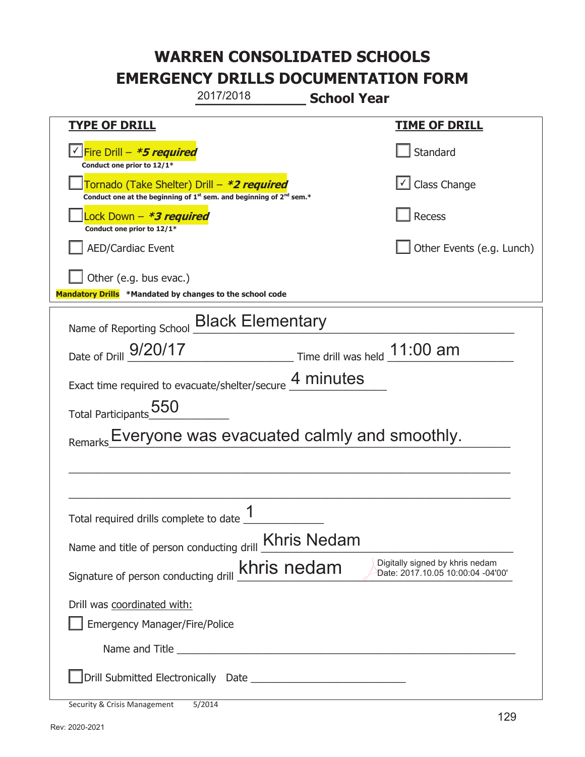# WARREN CONSOLIDATED SCHOOLS
# EMERGENCY DRILLS DOCUMENTATION FORM

2017/2018 **School Year**

| TYPE OF DRILL | TIME OF DRILL |
|---|---|
| ☑ Fire Drill – ***5 required*** <br> **Conduct one prior to 12/1*** | ☐ Standard |
| ☐ Tornado (Take Shelter) Drill – ***2 required*** <br> **Conduct one at the beginning of 1st sem. and beginning of 2nd sem.*** | ☑ Class Change |
| ☐ Lock Down – ***3 required*** <br> **Conduct one prior to 12/1*** | ☐ Recess |
| ☐ AED/Cardiac Event | ☐ Other Events (e.g. Lunch) |
| ☐ Other (e.g. bus evac.) | |

**Mandatory Drills** ***Mandated by changes to the school code**

Name of Reporting School: Black Elementary

Date of Drill: 9/20/17 Time drill was held: 11:00 am

Exact time required to evacuate/shelter/secure: 4 minutes

Total Participants: 550

Remarks: Everyone was evacuated calmly and smoothly.

Total required drills complete to date: 1

Name and title of person conducting drill: Khris Nedam

Signature of person conducting drill: khris nedam (Digitally signed by khris nedam Date: 2017.10.05 10:00:04 -04'00')

Drill was coordinated with:

☐ Emergency Manager/Fire/Police

Name and Title ____________________

☐ Drill Submitted Electronically Date ____________________

Security & Crisis Management 5/2014

Rev: 2020-2021